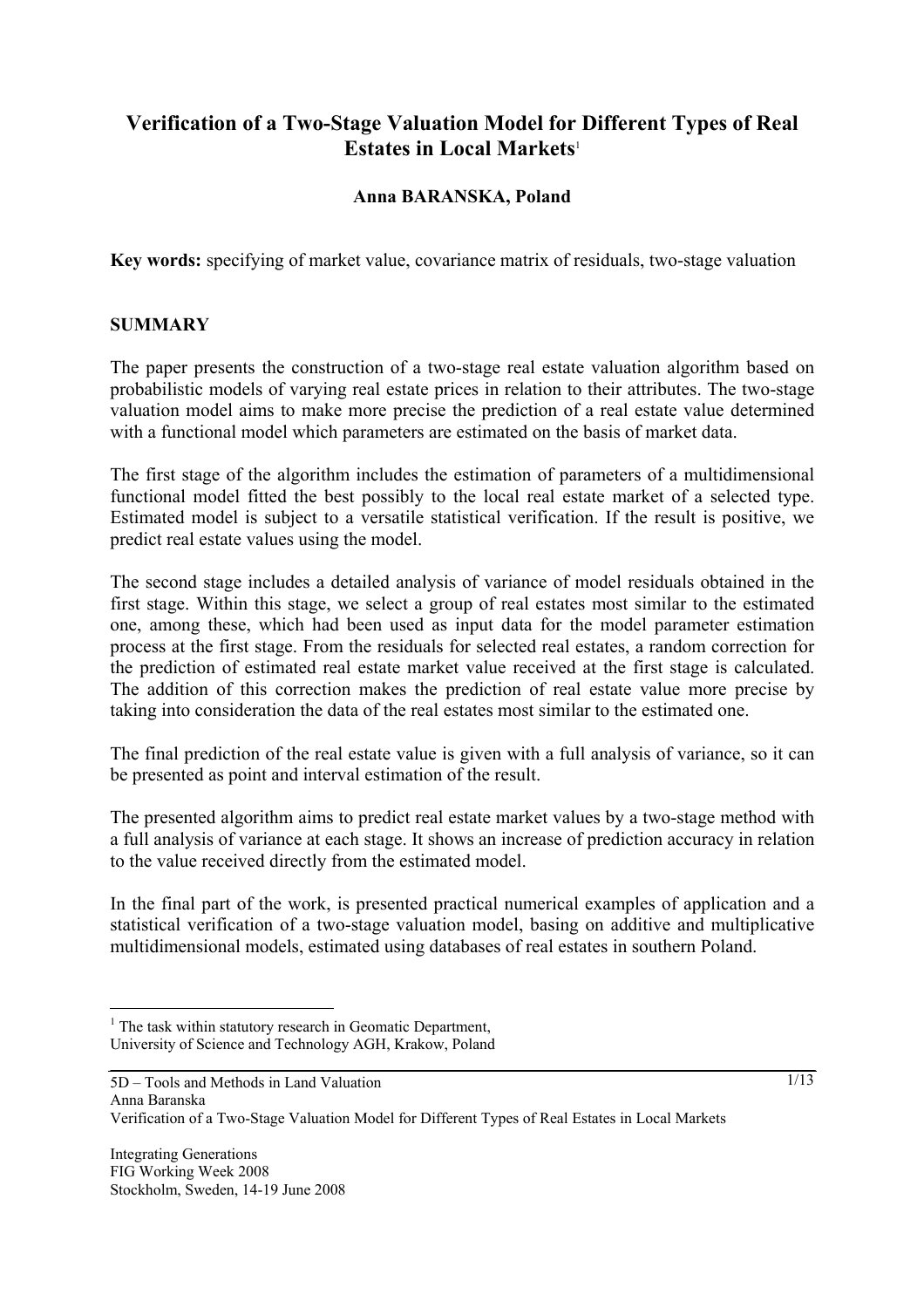# Verification of a Two-Stage Valuation Model for Different Types of Real Estates in Local Markets[1]

**Anna BARANSKA, Poland**

**Key words:** specifying of market value, covariance matrix of residuals, two-stage valuation

## SUMMARY

The paper presents the construction of a two-stage real estate valuation algorithm based on probabilistic models of varying real estate prices in relation to their attributes. The two-stage valuation model aims to make more precise the prediction of a real estate value determined with a functional model which parameters are estimated on the basis of market data.

The first stage of the algorithm includes the estimation of parameters of a multidimensional functional model fitted the best possibly to the local real estate market of a selected type. Estimated model is subject to a versatile statistical verification. If the result is positive, we predict real estate values using the model.

The second stage includes a detailed analysis of variance of model residuals obtained in the first stage. Within this stage, we select a group of real estates most similar to the estimated one, among these, which had been used as input data for the model parameter estimation process at the first stage. From the residuals for selected real estates, a random correction for the prediction of estimated real estate market value received at the first stage is calculated. The addition of this correction makes the prediction of real estate value more precise by taking into consideration the data of the real estates most similar to the estimated one.

The final prediction of the real estate value is given with a full analysis of variance, so it can be presented as point and interval estimation of the result.

The presented algorithm aims to predict real estate market values by a two-stage method with a full analysis of variance at each stage. It shows an increase of prediction accuracy in relation to the value received directly from the estimated model.

In the final part of the work, is presented practical numerical examples of application and a statistical verification of a two-stage valuation model, basing on additive and multiplicative multidimensional models, estimated using databases of real estates in southern Poland.

---

[1] The task within statutory research in Geomatic Department, University of Science and Technology AGH, Krakow, Poland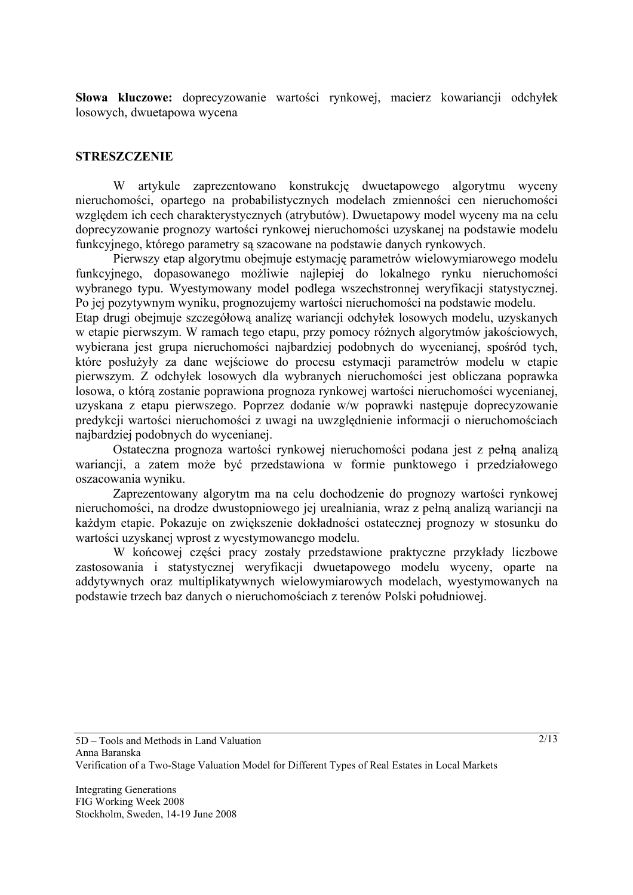**Słowa kluczowe:** doprecyzowanie wartości rynkowej, macierz kowariancji odchyłek losowych, dwuetapowa wycena

## STRESZCZENIE

W artykule zaprezentowano konstrukcję dwuetapowego algorytmu wyceny nieruchomości, opartego na probabilistycznych modelach zmienności cen nieruchomości względem ich cech charakterystycznych (atrybutów). Dwuetapowy model wyceny ma na celu doprecyzowanie prognozy wartości rynkowej nieruchomości uzyskanej na podstawie modelu funkcyjnego, którego parametry są szacowane na podstawie danych rynkowych.

Pierwszy etap algorytmu obejmuje estymację parametrów wielowymiarowego modelu funkcyjnego, dopasowanego możliwie najlepiej do lokalnego rynku nieruchomości wybranego typu. Wyestymowany model podlega wszechstronnej weryfikacji statystycznej. Po jej pozytywnym wyniku, prognozujemy wartości nieruchomości na podstawie modelu.

Etap drugi obejmuje szczegółową analizę wariancji odchyłek losowych modelu, uzyskanych w etapie pierwszym. W ramach tego etapu, przy pomocy różnych algorytmów jakościowych, wybierana jest grupa nieruchomości najbardziej podobnych do wycenianej, spośród tych, które posłużyły za dane wejściowe do procesu estymacji parametrów modelu w etapie pierwszym. Z odchyłek losowych dla wybranych nieruchomości jest obliczana poprawka losowa, o którą zostanie poprawiona prognoza rynkowej wartości nieruchomości wycenianej, uzyskana z etapu pierwszego. Poprzez dodanie w/w poprawki następuje doprecyzowanie predykcji wartości nieruchomości z uwagi na uwzględnienie informacji o nieruchomościach najbardziej podobnych do wycenianej.

Ostateczna prognoza wartości rynkowej nieruchomości podana jest z pełną analizą wariancji, a zatem może być przedstawiona w formie punktowego i przedziałowego oszacowania wyniku.

Zaprezentowany algorytm ma na celu dochodzenie do prognozy wartości rynkowej nieruchomości, na drodze dwustopniowego jej urealniania, wraz z pełną analizą wariancji na każdym etapie. Pokazuje on zwiększenie dokładności ostatecznej prognozy w stosunku do wartości uzyskanej wprost z wyestymowanego modelu.

W końcowej części pracy zostały przedstawione praktyczne przykłady liczbowe zastosowania i statystycznej weryfikacji dwuetapowego modelu wyceny, oparte na addytywnych oraz multiplikatywnych wielowymiarowych modelach, wyestymowanych na podstawie trzech baz danych o nieruchomościach z terenów Polski południowej.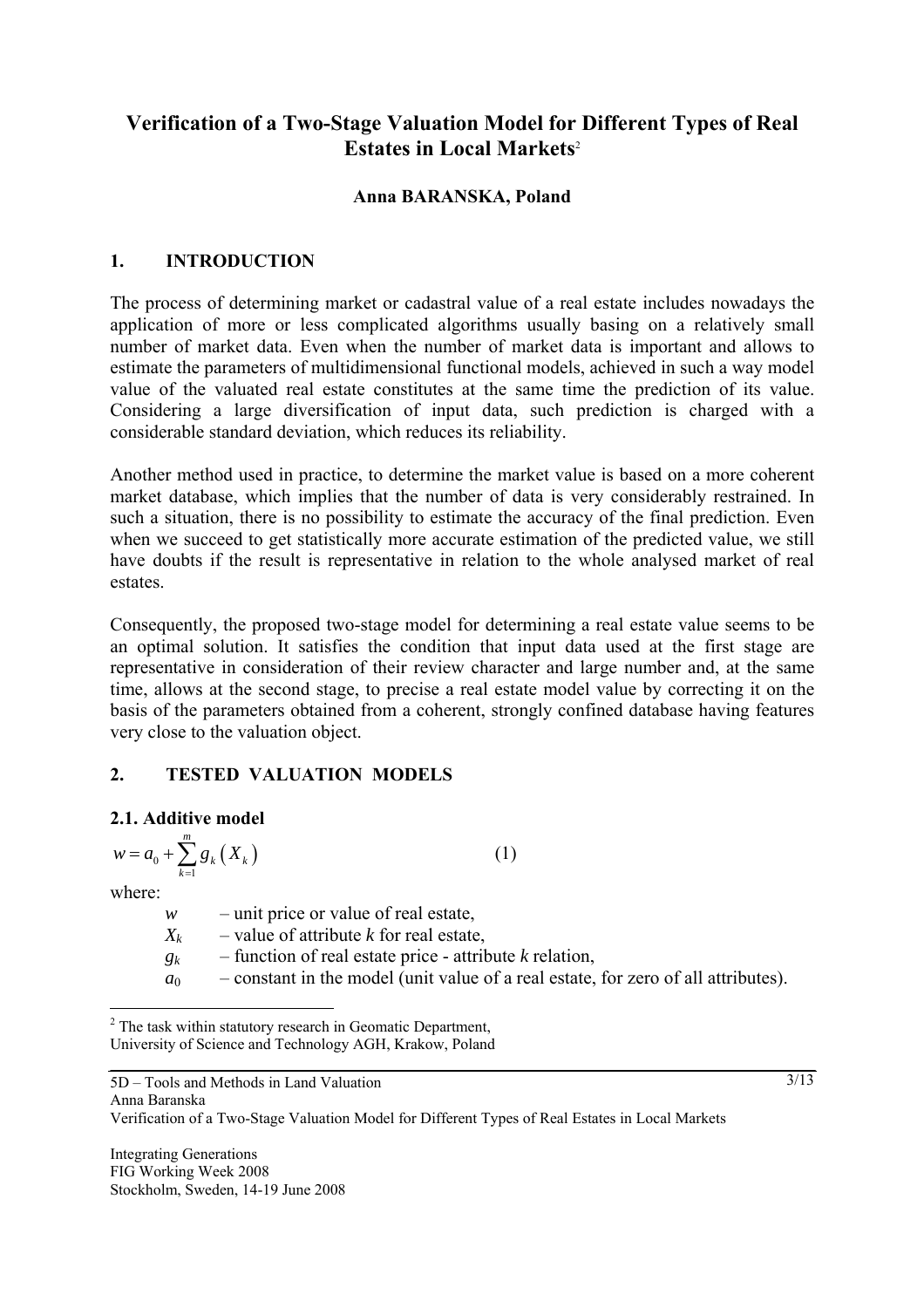# Verification of a Two-Stage Valuation Model for Different Types of Real Estates in Local Markets[2]

**Anna BARANSKA, Poland**

## 1. INTRODUCTION

The process of determining market or cadastral value of a real estate includes nowadays the application of more or less complicated algorithms usually basing on a relatively small number of market data. Even when the number of market data is important and allows to estimate the parameters of multidimensional functional models, achieved in such a way model value of the valuated real estate constitutes at the same time the prediction of its value. Considering a large diversification of input data, such prediction is charged with a considerable standard deviation, which reduces its reliability.

Another method used in practice, to determine the market value is based on a more coherent market database, which implies that the number of data is very considerably restrained. In such a situation, there is no possibility to estimate the accuracy of the final prediction. Even when we succeed to get statistically more accurate estimation of the predicted value, we still have doubts if the result is representative in relation to the whole analysed market of real estates.

Consequently, the proposed two-stage model for determining a real estate value seems to be an optimal solution. It satisfies the condition that input data used at the first stage are representative in consideration of their review character and large number and, at the same time, allows at the second stage, to precise a real estate model value by correcting it on the basis of the parameters obtained from a coherent, strongly confined database having features very close to the valuation object.

## 2. TESTED VALUATION MODELS

### 2.1. Additive model

$$w = a_0 + \sum_{k=1}^{m} g_k\left(X_k\right) \qquad (1)$$

where:

- $w$ – unit price or value of real estate,
- $X_k$ – value of attribute $k$ for real estate,
- $g_k$ – function of real estate price - attribute $k$ relation,
- $a_0$ – constant in the model (unit value of a real estate, for zero of all attributes).

[2] The task within statutory research in Geomatic Department, University of Science and Technology AGH, Krakow, Poland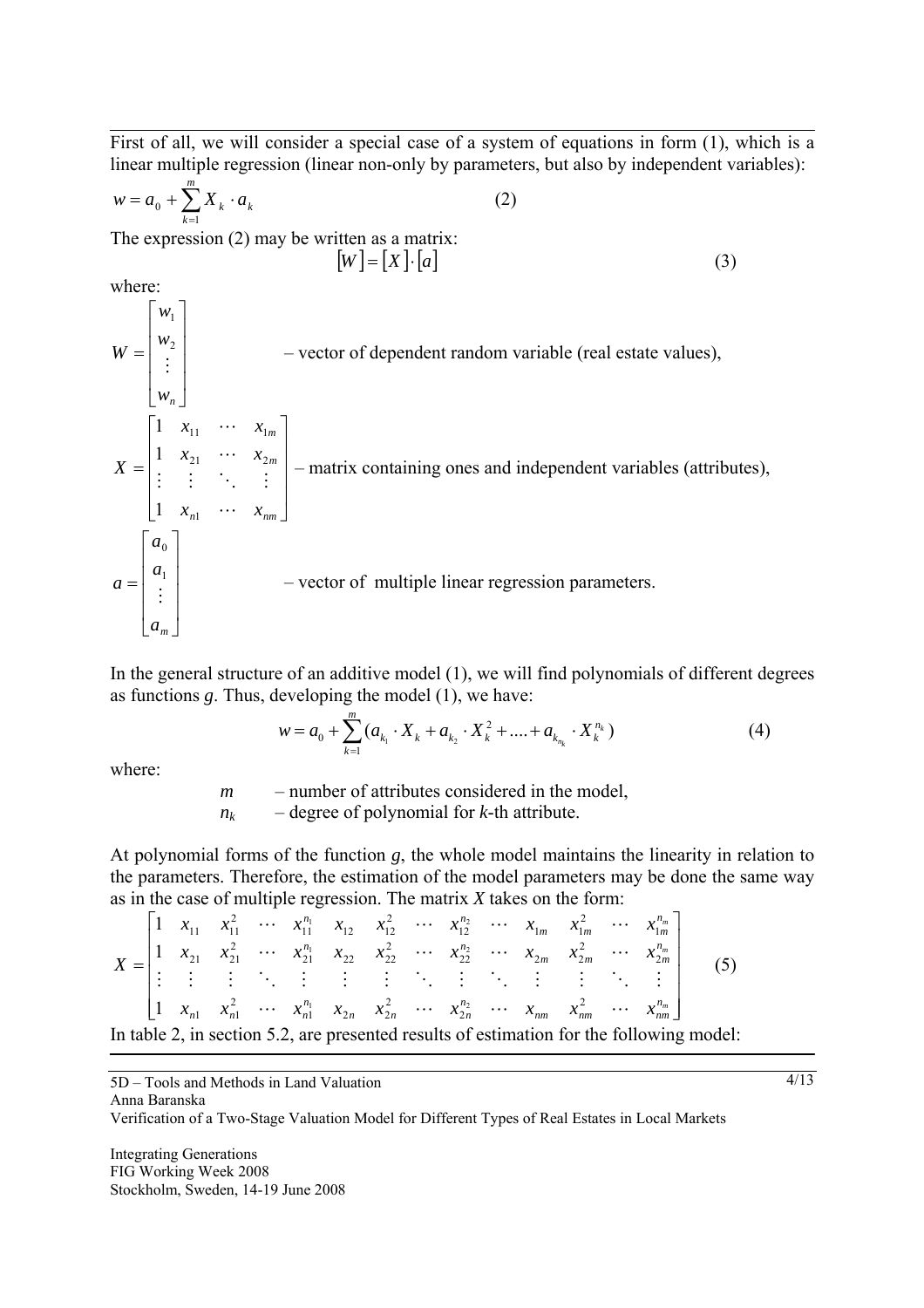First of all, we will consider a special case of a system of equations in form (1), which is a linear multiple regression (linear non-only by parameters, but also by independent variables):

$$w = a_0 + \sum_{k=1}^{m} X_k \cdot a_k \qquad (2)$$

The expression (2) may be written as a matrix:

$$[W] = [X] \cdot [a] \qquad (3)$$

where:

$W = \begin{bmatrix} w_1 \\ w_2 \\ \vdots \\ w_n \end{bmatrix}$ – vector of dependent random variable (real estate values),

$X = \begin{bmatrix} 1 & x_{11} & \cdots & x_{1m} \\ 1 & x_{21} & \cdots & x_{2m} \\ \vdots & \vdots & \ddots & \vdots \\ 1 & x_{n1} & \cdots & x_{nm} \end{bmatrix}$ – matrix containing ones and independent variables (attributes),

$a = \begin{bmatrix} a_0 \\ a_1 \\ \vdots \\ a_m \end{bmatrix}$ – vector of multiple linear regression parameters.

In the general structure of an additive model (1), we will find polynomials of different degrees as functions $g$. Thus, developing the model (1), we have:

$$w = a_0 + \sum_{k=1}^{m} (a_{k_1} \cdot X_k + a_{k_2} \cdot X_k^2 + .... + a_{k_{n_k}} \cdot X_k^{n_k}) \qquad (4)$$

where:

$m$ – number of attributes considered in the model,
$n_k$ – degree of polynomial for $k$-th attribute.

At polynomial forms of the function $g$, the whole model maintains the linearity in relation to the parameters. Therefore, the estimation of the model parameters may be done the same way as in the case of multiple regression. The matrix $X$ takes on the form:

$$X = \begin{bmatrix} 1 & x_{11} & x_{11}^2 & \cdots & x_{11}^{n_1} & x_{12} & x_{12}^2 & \cdots & x_{12}^{n_2} & \cdots & x_{1m} & x_{1m}^2 & \cdots & x_{1m}^{n_m} \\ 1 & x_{21} & x_{21}^2 & \cdots & x_{21}^{n_1} & x_{22} & x_{22}^2 & \cdots & x_{22}^{n_2} & \cdots & x_{2m} & x_{2m}^2 & \cdots & x_{2m}^{n_m} \\ \vdots & \vdots & \vdots & \ddots & \vdots & \vdots & \vdots & \ddots & \vdots & \ddots & \vdots & \vdots & \ddots & \vdots \\ 1 & x_{n1} & x_{n1}^2 & \cdots & x_{n1}^{n_1} & x_{2n} & x_{2n}^2 & \cdots & x_{2n}^{n_2} & \cdots & x_{nm} & x_{nm}^2 & \cdots & x_{nm}^{n_m} \end{bmatrix} \qquad (5)$$

In table 2, in section 5.2, are presented results of estimation for the following model: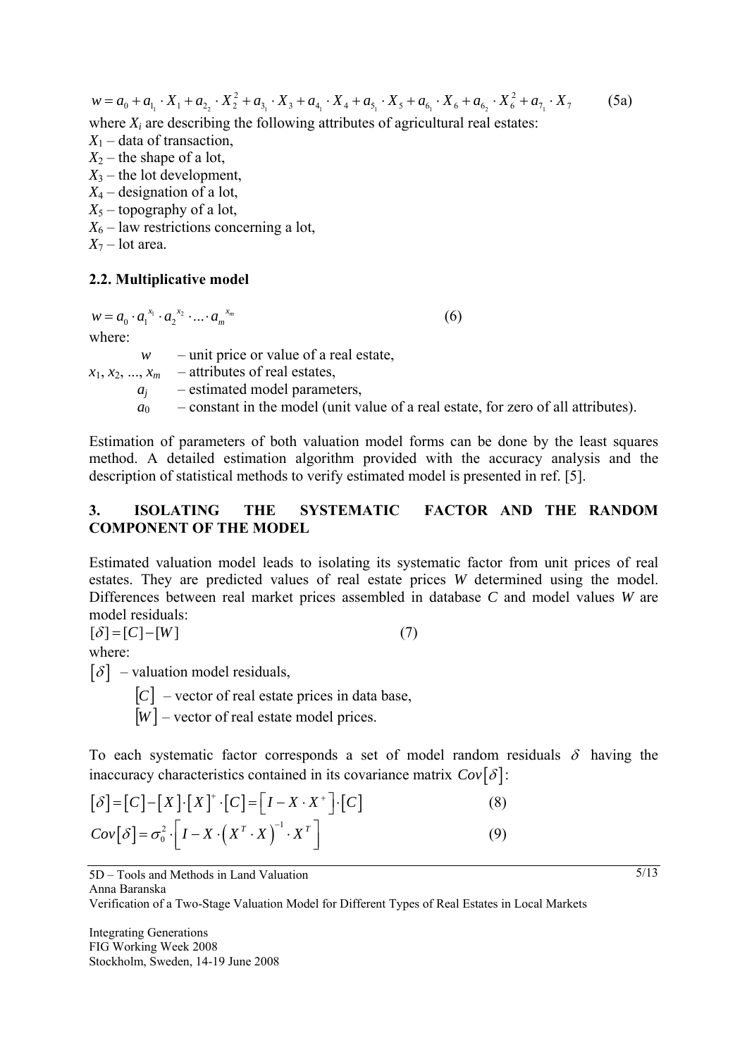$$w = a_0 + a_{1_1} \cdot X_1 + a_{2_2} \cdot X_2^2 + a_{3_1} \cdot X_3 + a_{4_1} \cdot X_4 + a_{5_1} \cdot X_5 + a_{6_1} \cdot X_6 + a_{6_2} \cdot X_6^2 + a_{7_1} \cdot X_7 \tag{5a}$$

where $X_i$ are describing the following attributes of agricultural real estates:

$X_1$ – data of transaction,
$X_2$ – the shape of a lot,
$X_3$ – the lot development,
$X_4$ – designation of a lot,
$X_5$ – topography of a lot,
$X_6$ – law restrictions concerning a lot,
$X_7$ – lot area.

### 2.2. Multiplicative model

$$w = a_0 \cdot a_1^{x_1} \cdot a_2^{x_2} \cdot ... \cdot a_m^{x_m} \tag{6}$$

where:

$w$ – unit price or value of a real estate,
$x_1, x_2, ..., x_m$ – attributes of real estates,
$a_j$ – estimated model parameters,
$a_0$ – constant in the model (unit value of a real estate, for zero of all attributes).

Estimation of parameters of both valuation model forms can be done by the least squares method. A detailed estimation algorithm provided with the accuracy analysis and the description of statistical methods to verify estimated model is presented in ref. [5].

## 3. ISOLATING THE SYSTEMATIC FACTOR AND THE RANDOM COMPONENT OF THE MODEL

Estimated valuation model leads to isolating its systematic factor from unit prices of real estates. They are predicted values of real estate prices $W$ determined using the model. Differences between real market prices assembled in database $C$ and model values $W$ are model residuals:

$$[\delta] = [C] - [W] \tag{7}$$

where:

$[\delta]$ – valuation model residuals,
$[C]$ – vector of real estate prices in data base,
$[W]$ – vector of real estate model prices.

To each systematic factor corresponds a set of model random residuals $\delta$ having the inaccuracy characteristics contained in its covariance matrix $Cov[\delta]$:

$$[\delta] = [C] - [X] \cdot [X]^{+} \cdot [C] = \left[I - X \cdot X^{+}\right] \cdot [C] \tag{8}$$

$$Cov[\delta] = \sigma_0^2 \cdot \left[I - X \cdot \left(X^T \cdot X\right)^{-1} \cdot X^T\right] \tag{9}$$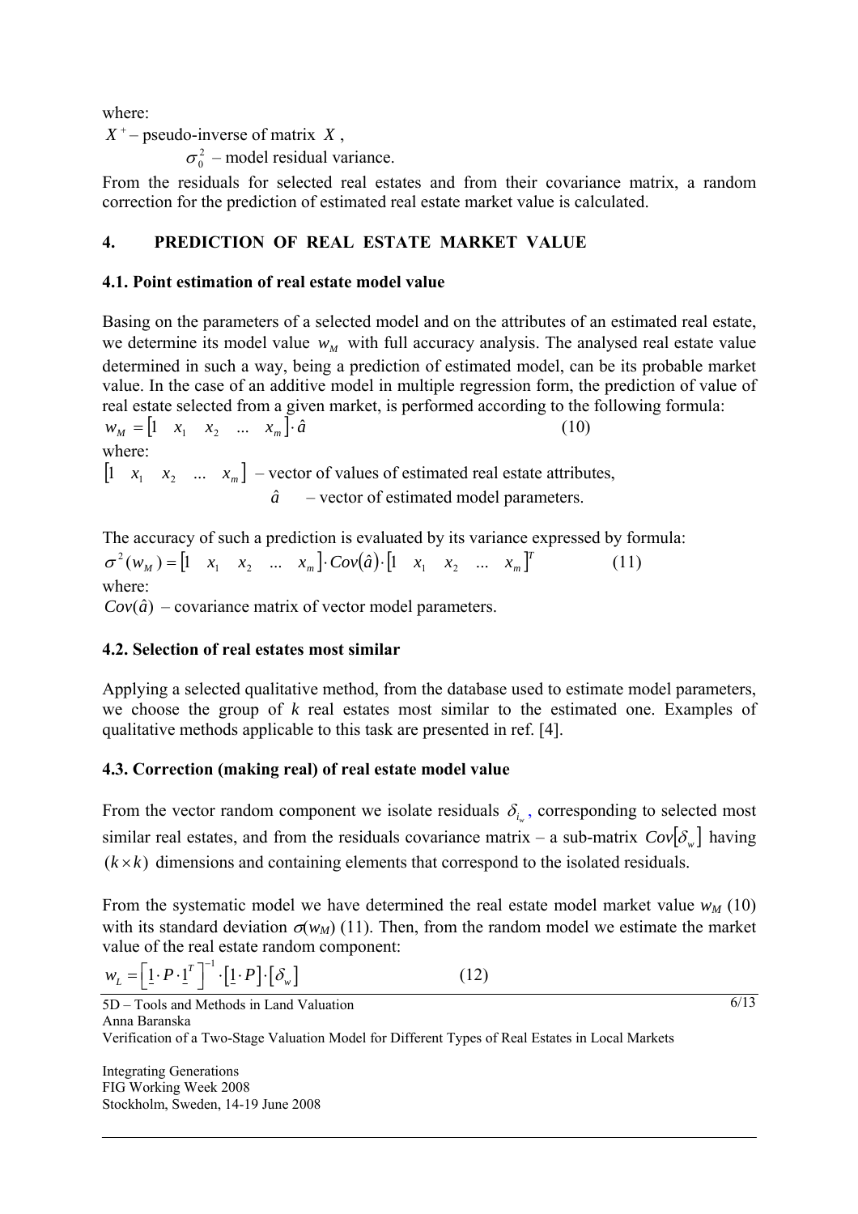where:

$X^+$ – pseudo-inverse of matrix $X$,

$\sigma_0^2$ – model residual variance.

From the residuals for selected real estates and from their covariance matrix, a random correction for the prediction of estimated real estate market value is calculated.

## 4. PREDICTION OF REAL ESTATE MARKET VALUE

### 4.1. Point estimation of real estate model value

Basing on the parameters of a selected model and on the attributes of an estimated real estate, we determine its model value $w_M$ with full accuracy analysis. The analysed real estate value determined in such a way, being a prediction of estimated model, can be its probable market value. In the case of an additive model in multiple regression form, the prediction of value of real estate selected from a given market, is performed according to the following formula:

$$w_M = \begin{bmatrix} 1 & x_1 & x_2 & \dots & x_m \end{bmatrix} \cdot \hat{a} \qquad (10)$$

where:

$\begin{bmatrix} 1 & x_1 & x_2 & \dots & x_m \end{bmatrix}$ – vector of values of estimated real estate attributes,

$\hat{a}$ – vector of estimated model parameters.

The accuracy of such a prediction is evaluated by its variance expressed by formula:

$$\sigma^2(w_M) = \begin{bmatrix} 1 & x_1 & x_2 & \dots & x_m \end{bmatrix} \cdot Cov(\hat{a}) \cdot \begin{bmatrix} 1 & x_1 & x_2 & \dots & x_m \end{bmatrix}^T \qquad (11)$$

where:

$Cov(\hat{a})$ – covariance matrix of vector model parameters.

### 4.2. Selection of real estates most similar

Applying a selected qualitative method, from the database used to estimate model parameters, we choose the group of *k* real estates most similar to the estimated one. Examples of qualitative methods applicable to this task are presented in ref. [4].

### 4.3. Correction (making real) of real estate model value

From the vector random component we isolate residuals $\delta_{i_w}$, corresponding to selected most similar real estates, and from the residuals covariance matrix – a sub-matrix $Cov[\delta_w]$ having $(k \times k)$ dimensions and containing elements that correspond to the isolated residuals.

From the systematic model we have determined the real estate model market value $w_M$ (10) with its standard deviation $\sigma(w_M)$ (11). Then, from the random model we estimate the market value of the real estate random component:

$$w_L = \left[ \underline{1} \cdot P \cdot \underline{1}^T \right]^{-1} \cdot \left[ \underline{1} \cdot P \right] \cdot \left[ \delta_w \right] \qquad (12)$$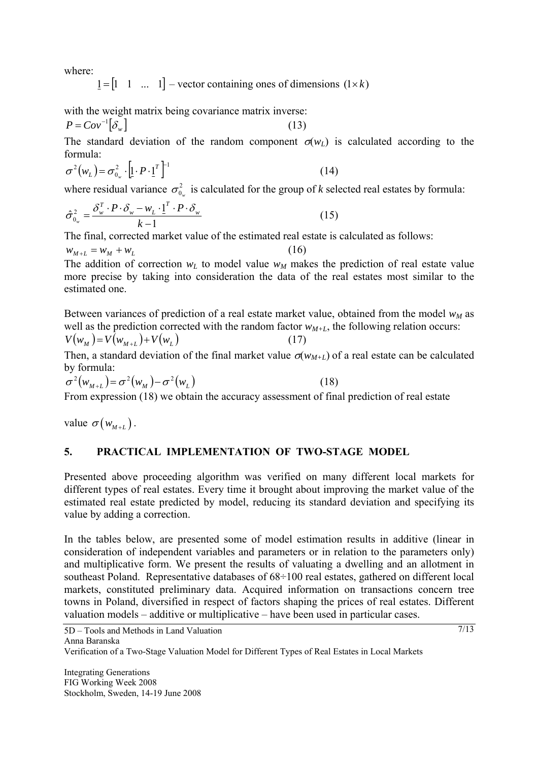where:

$\underline{1} = [1 \quad 1 \quad \ldots \quad 1]$ – vector containing ones of dimensions $(1 \times k)$

with the weight matrix being covariance matrix inverse:

$$P = Cov^{-1}[\delta_w] \tag{13}$$

The standard deviation of the random component $\sigma(w_L)$ is calculated according to the formula:

$$\sigma^2(w_L) = \sigma_{0_w}^2 \cdot \left[\underline{1} \cdot P \cdot \underline{1}^T\right]^{-1} \tag{14}$$

where residual variance $\sigma_{0_w}^2$ is calculated for the group of $k$ selected real estates by formula:

$$\hat{\sigma}_{0_w}^2 = \frac{\delta_w^T \cdot P \cdot \delta_w - w_L \cdot \underline{1}^T \cdot P \cdot \delta_w}{k-1} \tag{15}$$

The final, corrected market value of the estimated real estate is calculated as follows:

$$w_{M+L} = w_M + w_L \tag{16}$$

The addition of correction $w_L$ to model value $w_M$ makes the prediction of real estate value more precise by taking into consideration the data of the real estates most similar to the estimated one.

Between variances of prediction of a real estate market value, obtained from the model $w_M$ as well as the prediction corrected with the random factor $w_{M+L}$, the following relation occurs:

$$V(w_M) = V(w_{M+L}) + V(w_L) \tag{17}$$

Then, a standard deviation of the final market value $\sigma(w_{M+L})$ of a real estate can be calculated by formula:

$$\sigma^2(w_{M+L}) = \sigma^2(w_M) - \sigma^2(w_L) \tag{18}$$

From expression (18) we obtain the accuracy assessment of final prediction of real estate value $\sigma(w_{M+L})$.

## 5. PRACTICAL IMPLEMENTATION OF TWO-STAGE MODEL

Presented above proceeding algorithm was verified on many different local markets for different types of real estates. Every time it brought about improving the market value of the estimated real estate predicted by model, reducing its standard deviation and specifying its value by adding a correction.

In the tables below, are presented some of model estimation results in additive (linear in consideration of independent variables and parameters or in relation to the parameters only) and multiplicative form. We present the results of valuating a dwelling and an allotment in southeast Poland. Representative databases of 68÷100 real estates, gathered on different local markets, constituted preliminary data. Acquired information on transactions concern tree towns in Poland, diversified in respect of factors shaping the prices of real estates. Different valuation models – additive or multiplicative – have been used in particular cases.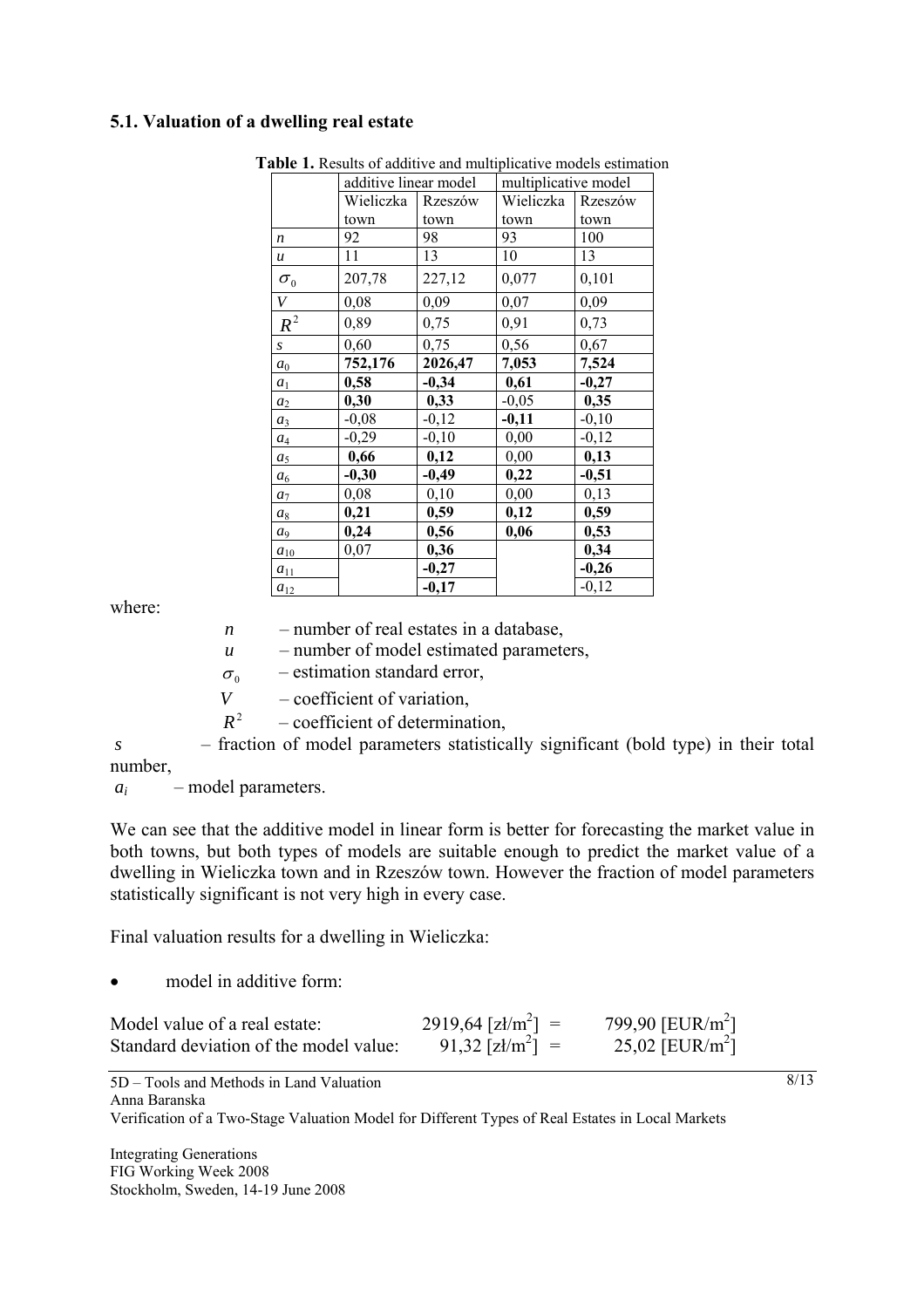### 5.1. Valuation of a dwelling real estate

**Table 1.** Results of additive and multiplicative models estimation

| | additive linear model | | multiplicative model | |
|---|---|---|---|---|
| | Wieliczka town | Rzeszów town | Wieliczka town | Rzeszów town |
| $n$ | 92 | 98 | 93 | 100 |
| $u$ | 11 | 13 | 10 | 13 |
| $\sigma_0$ | 207,78 | 227,12 | 0,077 | 0,101 |
| $V$ | 0,08 | 0,09 | 0,07 | 0,09 |
| $R^2$ | 0,89 | 0,75 | 0,91 | 0,73 |
| $s$ | 0,60 | 0,75 | 0,56 | 0,67 |
| $a_0$ | **752,176** | **2026,47** | **7,053** | **7,524** |
| $a_1$ | **0,58** | **-0,34** | **0,61** | **-0,27** |
| $a_2$ | **0,30** | **0,33** | -0,05 | **0,35** |
| $a_3$ | -0,08 | -0,12 | **-0,11** | -0,10 |
| $a_4$ | -0,29 | -0,10 | 0,00 | -0,12 |
| $a_5$ | **0,66** | **0,12** | 0,00 | **0,13** |
| $a_6$ | **-0,30** | **-0,49** | **0,22** | **-0,51** |
| $a_7$ | 0,08 | 0,10 | 0,00 | 0,13 |
| $a_8$ | **0,21** | **0,59** | **0,12** | **0,59** |
| $a_9$ | **0,24** | **0,56** | **0,06** | **0,53** |
| $a_{10}$ | 0,07 | **0,36** | | **0,34** |
| $a_{11}$ | | **-0,27** | | **-0,26** |
| $a_{12}$ | | **-0,17** | | -0,12 |

where:

$n$ – number of real estates in a database,
$u$ – number of model estimated parameters,
$\sigma_0$ – estimation standard error,
$V$ – coefficient of variation,
$R^2$ – coefficient of determination,
$s$ – fraction of model parameters statistically significant (bold type) in their total number,
$a_i$ – model parameters.

We can see that the additive model in linear form is better for forecasting the market value in both towns, but both types of models are suitable enough to predict the market value of a dwelling in Wieliczka town and in Rzeszów town. However the fraction of model parameters statistically significant is not very high in every case.

Final valuation results for a dwelling in Wieliczka:

- model in additive form:

| | | |
|---|---|---|
| Model value of a real estate: | 2919,64 [zł/m$^2$] = | 799,90 [EUR/m$^2$] |
| Standard deviation of the model value: | 91,32 [zł/m$^2$] = | 25,02 [EUR/m$^2$] |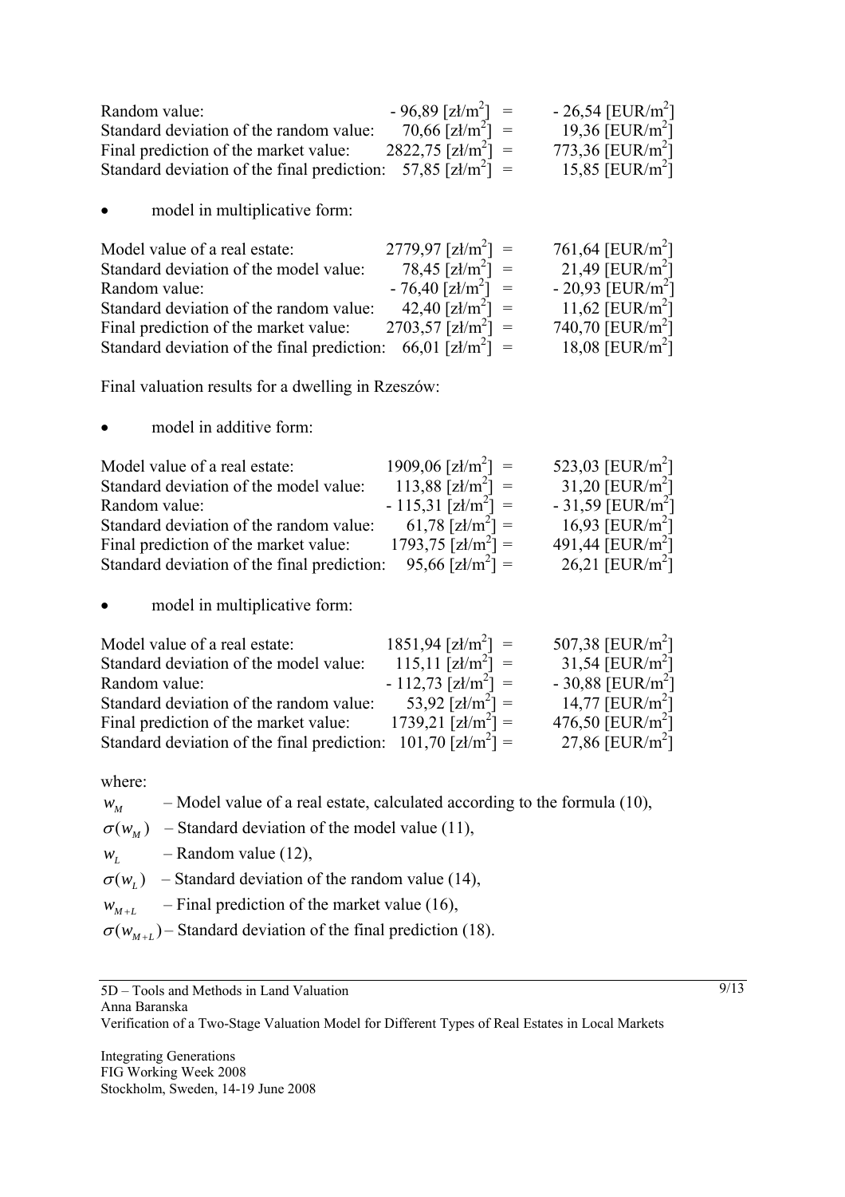| | | | |
|---|---|---|---|
| Random value: | - 96,89 [zł/m$^2$] | = | - 26,54 [EUR/m$^2$] |
| Standard deviation of the random value: | 70,66 [zł/m$^2$] | = | 19,36 [EUR/m$^2$] |
| Final prediction of the market value: | 2822,75 [zł/m$^2$] | = | 773,36 [EUR/m$^2$] |
| Standard deviation of the final prediction: | 57,85 [zł/m$^2$] | = | 15,85 [EUR/m$^2$] |

- model in multiplicative form:

| | | | |
|---|---|---|---|
| Model value of a real estate: | 2779,97 [zł/m$^2$] | = | 761,64 [EUR/m$^2$] |
| Standard deviation of the model value: | 78,45 [zł/m$^2$] | = | 21,49 [EUR/m$^2$] |
| Random value: | - 76,40 [zł/m$^2$] | = | - 20,93 [EUR/m$^2$] |
| Standard deviation of the random value: | 42,40 [zł/m$^2$] | = | 11,62 [EUR/m$^2$] |
| Final prediction of the market value: | 2703,57 [zł/m$^2$] | = | 740,70 [EUR/m$^2$] |
| Standard deviation of the final prediction: | 66,01 [zł/m$^2$] | = | 18,08 [EUR/m$^2$] |

Final valuation results for a dwelling in Rzeszów:

- model in additive form:

| | | | |
|---|---|---|---|
| Model value of a real estate: | 1909,06 [zł/m$^2$] | = | 523,03 [EUR/m$^2$] |
| Standard deviation of the model value: | 113,88 [zł/m$^2$] | = | 31,20 [EUR/m$^2$] |
| Random value: | - 115,31 [zł/m$^2$] | = | - 31,59 [EUR/m$^2$] |
| Standard deviation of the random value: | 61,78 [zł/m$^2$] | = | 16,93 [EUR/m$^2$] |
| Final prediction of the market value: | 1793,75 [zł/m$^2$] | = | 491,44 [EUR/m$^2$] |
| Standard deviation of the final prediction: | 95,66 [zł/m$^2$] | = | 26,21 [EUR/m$^2$] |

- model in multiplicative form:

| | | | |
|---|---|---|---|
| Model value of a real estate: | 1851,94 [zł/m$^2$] | = | 507,38 [EUR/m$^2$] |
| Standard deviation of the model value: | 115,11 [zł/m$^2$] | = | 31,54 [EUR/m$^2$] |
| Random value: | - 112,73 [zł/m$^2$] | = | - 30,88 [EUR/m$^2$] |
| Standard deviation of the random value: | 53,92 [zł/m$^2$] | = | 14,77 [EUR/m$^2$] |
| Final prediction of the market value: | 1739,21 [zł/m$^2$] | = | 476,50 [EUR/m$^2$] |
| Standard deviation of the final prediction: | 101,70 [zł/m$^2$] | = | 27,86 [EUR/m$^2$] |

where:

$w_M$ – Model value of a real estate, calculated according to the formula (10),

$\sigma(w_M)$ – Standard deviation of the model value (11),

$w_L$ – Random value (12),

$\sigma(w_L)$ – Standard deviation of the random value (14),

$w_{M+L}$ – Final prediction of the market value (16),

$\sigma(w_{M+L})$ – Standard deviation of the final prediction (18).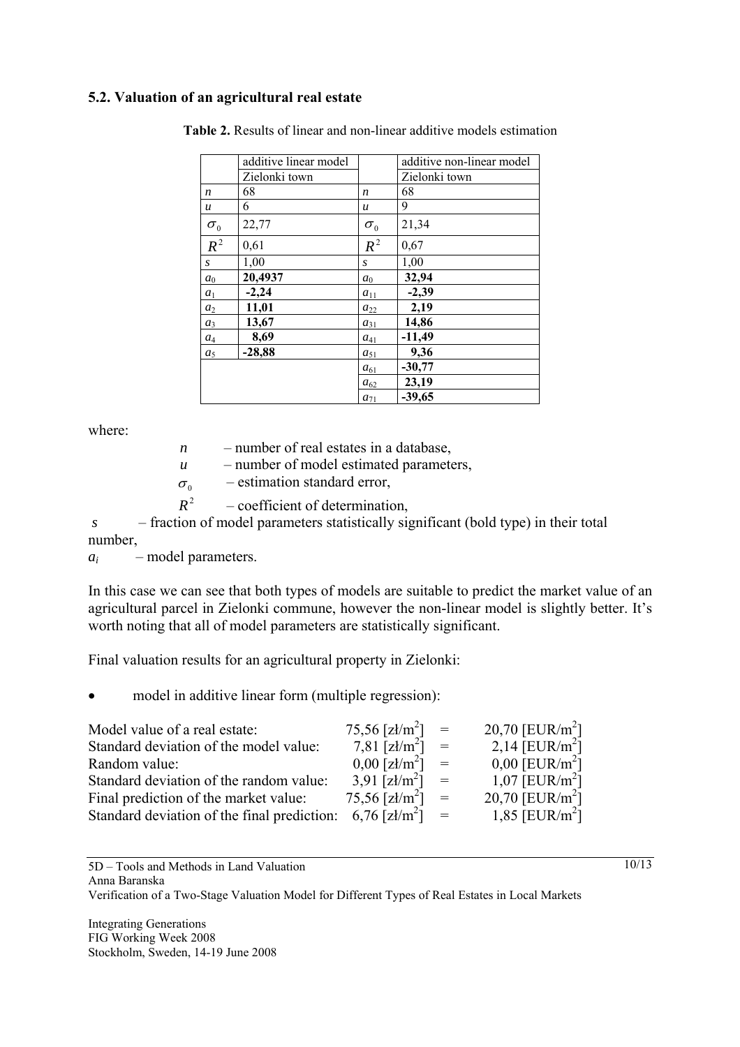### 5.2. Valuation of an agricultural real estate

**Table 2.** Results of linear and non-linear additive models estimation

| | additive linear model | | additive non-linear model |
|---|---|---|---|
| | Zielonki town | | Zielonki town |
| $n$ | 68 | $n$ | 68 |
| $u$ | 6 | $u$ | 9 |
| $\sigma_0$ | 22,77 | $\sigma_0$ | 21,34 |
| $R^2$ | 0,61 | $R^2$ | 0,67 |
| $s$ | 1,00 | $s$ | 1,00 |
| $a_0$ | **20,4937** | $a_0$ | **32,94** |
| $a_1$ | **-2,24** | $a_{11}$ | **-2,39** |
| $a_2$ | **11,01** | $a_{22}$ | **2,19** |
| $a_3$ | **13,67** | $a_{31}$ | **14,86** |
| $a_4$ | **8,69** | $a_{41}$ | **-11,49** |
| $a_5$ | **-28,88** | $a_{51}$ | **9,36** |
| | | $a_{61}$ | **-30,77** |
| | | $a_{62}$ | **23,19** |
| | | $a_{71}$ | **-39,65** |

where:

$n$ – number of real estates in a database,

$u$ – number of model estimated parameters,

$\sigma_0$ – estimation standard error,

$R^2$ – coefficient of determination,

$s$ – fraction of model parameters statistically significant (bold type) in their total number,

$a_i$ – model parameters.

In this case we can see that both types of models are suitable to predict the market value of an agricultural parcel in Zielonki commune, however the non-linear model is slightly better. It's worth noting that all of model parameters are statistically significant.

Final valuation results for an agricultural property in Zielonki:

- model in additive linear form (multiple regression):

| | | | |
|---|---|---|---|
| Model value of a real estate: | 75,56 [zł/m$^2$] | = | 20,70 [EUR/m$^2$] |
| Standard deviation of the model value: | 7,81 [zł/m$^2$] | = | 2,14 [EUR/m$^2$] |
| Random value: | 0,00 [zł/m$^2$] | = | 0,00 [EUR/m$^2$] |
| Standard deviation of the random value: | 3,91 [zł/m$^2$] | = | 1,07 [EUR/m$^2$] |
| Final prediction of the market value: | 75,56 [zł/m$^2$] | = | 20,70 [EUR/m$^2$] |
| Standard deviation of the final prediction: | 6,76 [zł/m$^2$] | = | 1,85 [EUR/m$^2$] |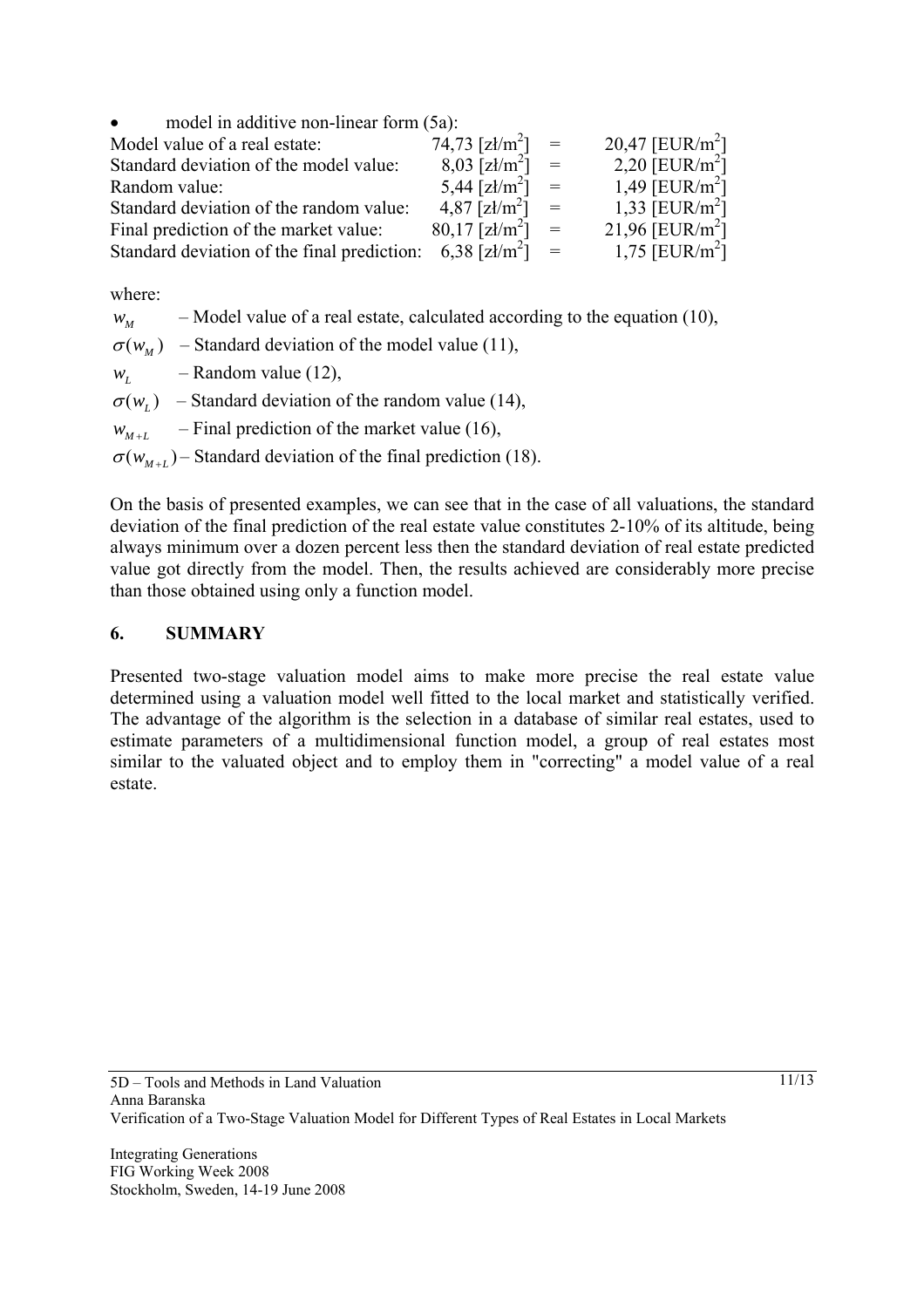- model in additive non-linear form (5a):

| | | | |
|---|---|---|---|
| Model value of a real estate: | 74,73 [zł/m$^2$] | = | 20,47 [EUR/m$^2$] |
| Standard deviation of the model value: | 8,03 [zł/m$^2$] | = | 2,20 [EUR/m$^2$] |
| Random value: | 5,44 [zł/m$^2$] | = | 1,49 [EUR/m$^2$] |
| Standard deviation of the random value: | 4,87 [zł/m$^2$] | = | 1,33 [EUR/m$^2$] |
| Final prediction of the market value: | 80,17 [zł/m$^2$] | = | 21,96 [EUR/m$^2$] |
| Standard deviation of the final prediction: | 6,38 [zł/m$^2$] | = | 1,75 [EUR/m$^2$] |

where:

$w_M$ – Model value of a real estate, calculated according to the equation (10),

$\sigma(w_M)$ – Standard deviation of the model value (11),

$w_L$ – Random value (12),

$\sigma(w_L)$ – Standard deviation of the random value (14),

$w_{M+L}$ – Final prediction of the market value (16),

$\sigma(w_{M+L})$ – Standard deviation of the final prediction (18).

On the basis of presented examples, we can see that in the case of all valuations, the standard deviation of the final prediction of the real estate value constitutes 2-10% of its altitude, being always minimum over a dozen percent less then the standard deviation of real estate predicted value got directly from the model. Then, the results achieved are considerably more precise than those obtained using only a function model.

## 6. SUMMARY

Presented two-stage valuation model aims to make more precise the real estate value determined using a valuation model well fitted to the local market and statistically verified. The advantage of the algorithm is the selection in a database of similar real estates, used to estimate parameters of a multidimensional function model, a group of real estates most similar to the valuated object and to employ them in "correcting" a model value of a real estate.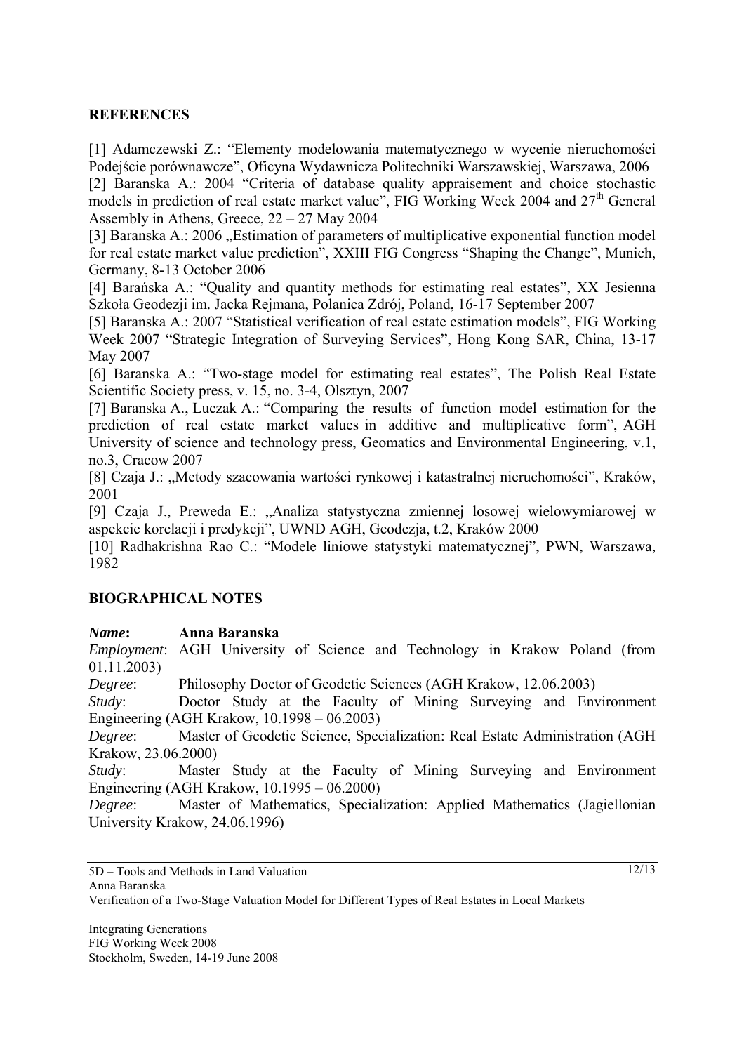## REFERENCES

[1] Adamczewski Z.: "Elementy modelowania matematycznego w wycenie nieruchomości Podejście porównawcze", Oficyna Wydawnicza Politechniki Warszawskiej, Warszawa, 2006

[2] Baranska A.: 2004 "Criteria of database quality appraisement and choice stochastic models in prediction of real estate market value", FIG Working Week 2004 and 27th General Assembly in Athens, Greece, 22 – 27 May 2004

[3] Baranska A.: 2006 „Estimation of parameters of multiplicative exponential function model for real estate market value prediction", XXIII FIG Congress "Shaping the Change", Munich, Germany, 8-13 October 2006

[4] Barańska A.: "Quality and quantity methods for estimating real estates", XX Jesienna Szkoła Geodezji im. Jacka Rejmana, Polanica Zdrój, Poland, 16-17 September 2007

[5] Baranska A.: 2007 "Statistical verification of real estate estimation models", FIG Working Week 2007 "Strategic Integration of Surveying Services", Hong Kong SAR, China, 13-17 May 2007

[6] Baranska A.: "Two-stage model for estimating real estates", The Polish Real Estate Scientific Society press, v. 15, no. 3-4, Olsztyn, 2007

[7] Baranska A., Luczak A.: "Comparing the results of function model estimation for the prediction of real estate market values in additive and multiplicative form", AGH University of science and technology press, Geomatics and Environmental Engineering, v.1, no.3, Cracow 2007

[8] Czaja J.: „Metody szacowania wartości rynkowej i katastralnej nieruchomości", Kraków, 2001

[9] Czaja J., Preweda E.: „Analiza statystyczna zmiennej losowej wielowymiarowej w aspekcie korelacji i predykcji", UWND AGH, Geodezja, t.2, Kraków 2000

[10] Radhakrishna Rao C.: "Modele liniowe statystyki matematycznej", PWN, Warszawa, 1982

## BIOGRAPHICAL NOTES

***Name*:** **Anna Baranska**

*Employment*: AGH University of Science and Technology in Krakow Poland (from 01.11.2003)

*Degree*: Philosophy Doctor of Geodetic Sciences (AGH Krakow, 12.06.2003)

*Study*: Doctor Study at the Faculty of Mining Surveying and Environment Engineering (AGH Krakow, 10.1998 – 06.2003)

*Degree*: Master of Geodetic Science, Specialization: Real Estate Administration (AGH Krakow, 23.06.2000)

*Study*: Master Study at the Faculty of Mining Surveying and Environment Engineering (AGH Krakow, 10.1995 – 06.2000)

*Degree*: Master of Mathematics, Specialization: Applied Mathematics (Jagiellonian University Krakow, 24.06.1996)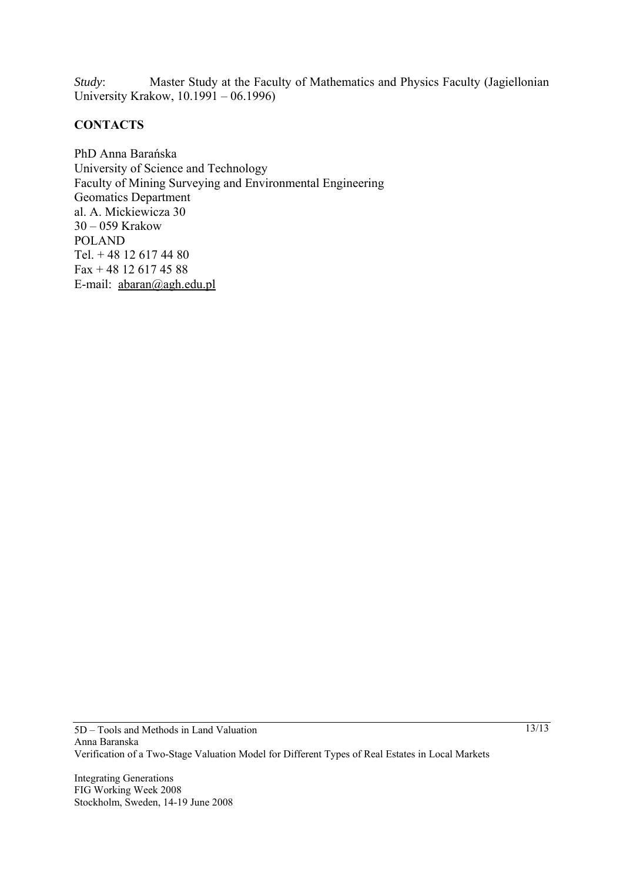*Study*: Master Study at the Faculty of Mathematics and Physics Faculty (Jagiellonian University Krakow, 10.1991 – 06.1996)

**CONTACTS**

PhD Anna Barańska
University of Science and Technology
Faculty of Mining Surveying and Environmental Engineering
Geomatics Department
al. A. Mickiewicza 30
30 – 059 Krakow
POLAND
Tel. + 48 12 617 44 80
Fax + 48 12 617 45 88
E-mail: abaran@agh.edu.pl